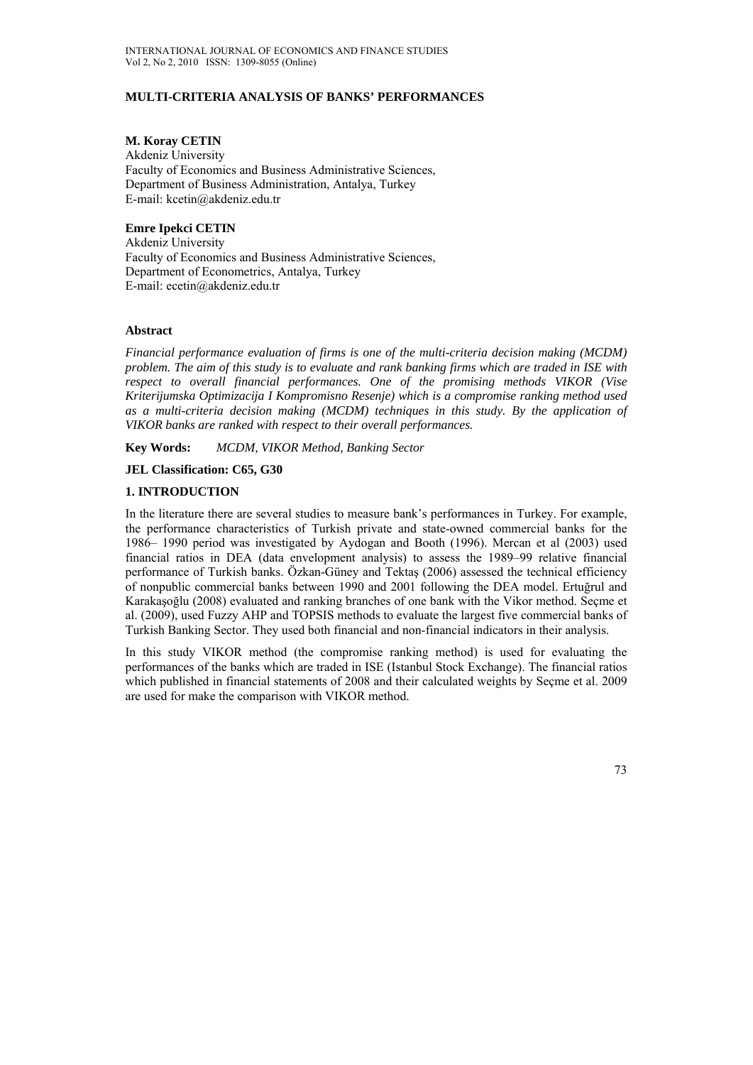# MULTI-CRITERIA ANALYSIS OF BANKS' PERFORMANCES

**M. Koray CETIN**
Akdeniz University
Faculty of Economics and Business Administrative Sciences,
Department of Business Administration, Antalya, Turkey
E-mail: kcetin@akdeniz.edu.tr

**Emre Ipekci CETIN**
Akdeniz University
Faculty of Economics and Business Administrative Sciences,
Department of Econometrics, Antalya, Turkey
E-mail: ecetin@akdeniz.edu.tr

## Abstract

*Financial performance evaluation of firms is one of the multi-criteria decision making (MCDM) problem. The aim of this study is to evaluate and rank banking firms which are traded in ISE with respect to overall financial performances. One of the promising methods VIKOR (Vise Kriterijumska Optimizacija I Kompromisno Resenje) which is a compromise ranking method used as a multi-criteria decision making (MCDM) techniques in this study. By the application of VIKOR banks are ranked with respect to their overall performances.*

**Key Words:** *MCDM, VIKOR Method, Banking Sector*

**JEL Classification: C65, G30**

## 1. INTRODUCTION

In the literature there are several studies to measure bank's performances in Turkey. For example, the performance characteristics of Turkish private and state-owned commercial banks for the 1986– 1990 period was investigated by Aydogan and Booth (1996). Mercan et al (2003) used financial ratios in DEA (data envelopment analysis) to assess the 1989–99 relative financial performance of Turkish banks. Özkan-Güney and Tektaş (2006) assessed the technical efficiency of nonpublic commercial banks between 1990 and 2001 following the DEA model. Ertuğrul and Karakaşoğlu (2008) evaluated and ranking branches of one bank with the Vikor method. Seçme et al. (2009), used Fuzzy AHP and TOPSIS methods to evaluate the largest five commercial banks of Turkish Banking Sector. They used both financial and non-financial indicators in their analysis.

In this study VIKOR method (the compromise ranking method) is used for evaluating the performances of the banks which are traded in ISE (Istanbul Stock Exchange). The financial ratios which published in financial statements of 2008 and their calculated weights by Seçme et al. 2009 are used for make the comparison with VIKOR method.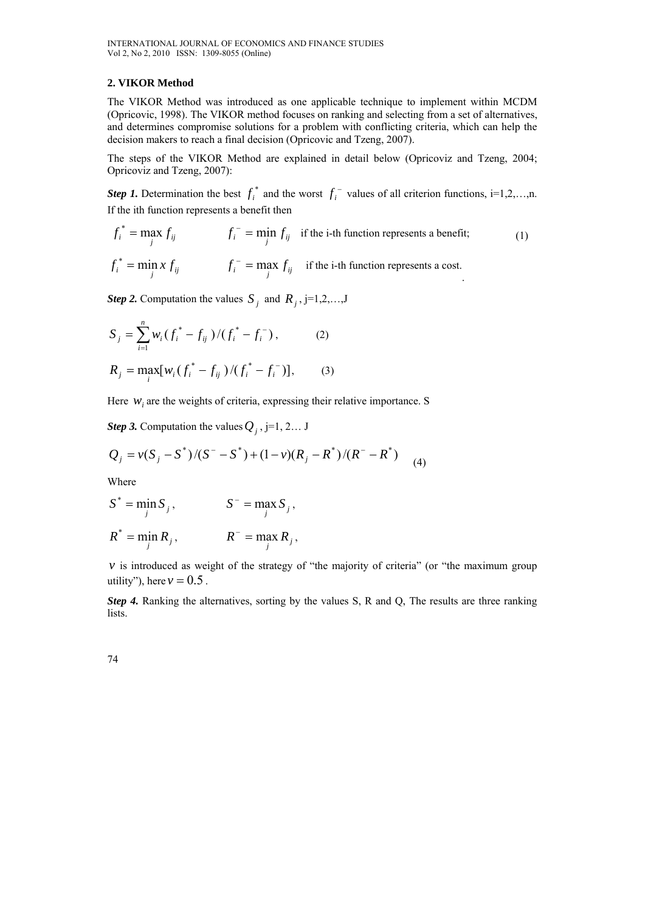## 2. VIKOR Method

The VIKOR Method was introduced as one applicable technique to implement within MCDM (Opricovic, 1998). The VIKOR method focuses on ranking and selecting from a set of alternatives, and determines compromise solutions for a problem with conflicting criteria, which can help the decision makers to reach a final decision (Opricovic and Tzeng, 2007).

The steps of the VIKOR Method are explained in detail below (Opricoviz and Tzeng, 2004; Opricoviz and Tzeng, 2007):

***Step 1.*** Determination the best $f_i^*$ and the worst $f_i^-$ values of all criterion functions, i=1,2,…,n. If the ith function represents a benefit then

$$f_i^* = \max_j f_{ij} \qquad f_i^- = \min_j f_{ij} \quad \text{if the i-th function represents a benefit;} \tag{1}$$

$$f_i^* = \min_j x\, f_{ij} \qquad f_i^- = \max_j f_{ij} \quad \text{if the i-th function represents a cost.}$$

***Step 2.*** Computation the values $S_j$ and $R_j$, j=1,2,…,J

$$S_j = \sum_{i=1}^{n} w_i (f_i^* - f_{ij})/(f_i^* - f_i^-), \tag{2}$$

$$R_j = \max_i [w_i (f_i^* - f_{ij})/(f_i^* - f_i^-)], \tag{3}$$

Here $w_i$ are the weights of criteria, expressing their relative importance. S

***Step 3.*** Computation the values $Q_j$, j=1, 2… J

$$Q_j = v(S_j - S^*)/(S^- - S^*) + (1-v)(R_j - R^*)/(R^- - R^*) \tag{4}$$

Where

$S^* = \min_j S_j$, $\qquad S^- = \max_j S_j$,

$R^* = \min_j R_j$, $\qquad R^- = \max_j R_j$,

$v$ is introduced as weight of the strategy of "the majority of criteria" (or "the maximum group utility"), here $v = 0.5$.

***Step 4.*** Ranking the alternatives, sorting by the values S, R and Q, The results are three ranking lists.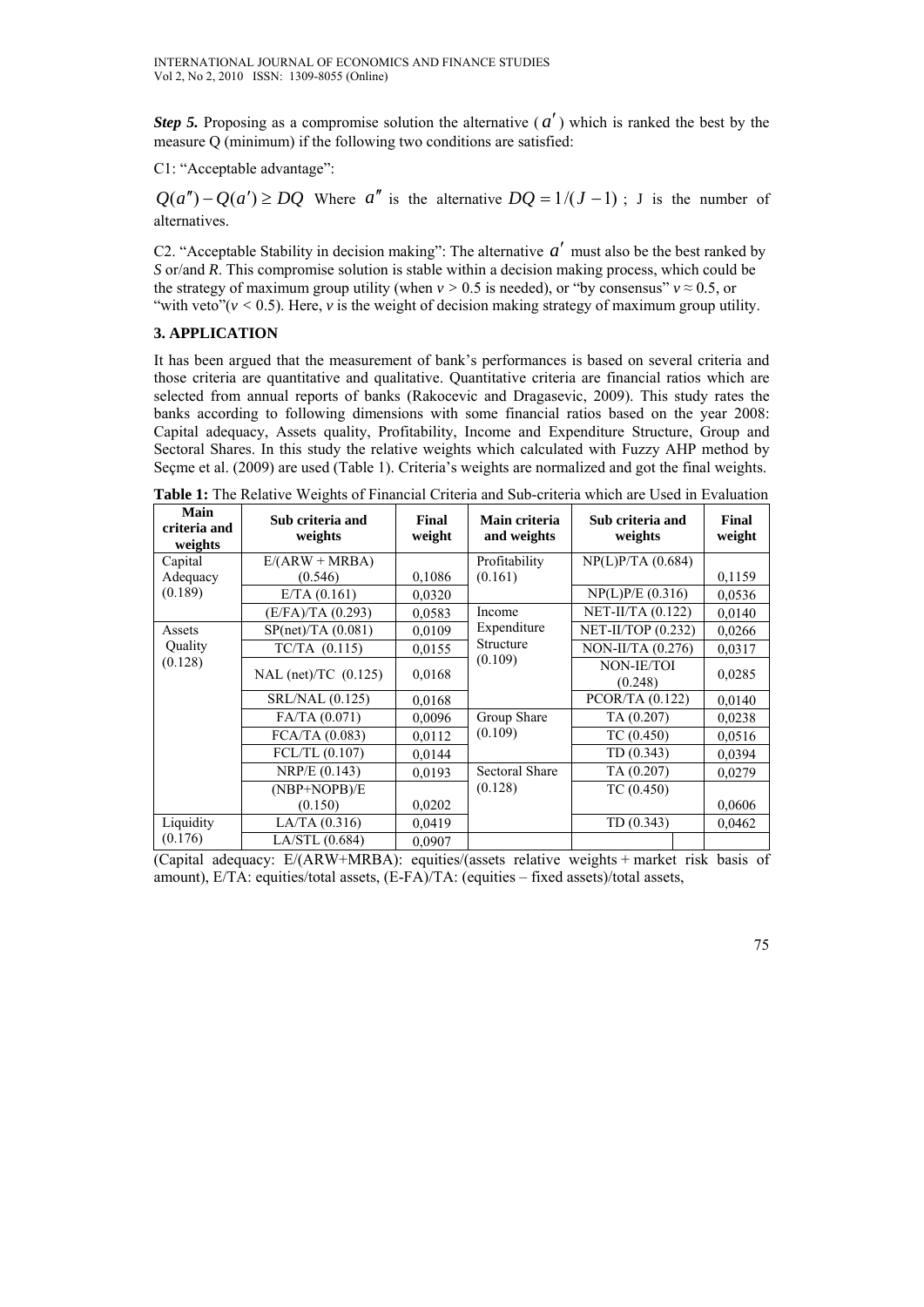***Step 5.*** Proposing as a compromise solution the alternative ($a'$) which is ranked the best by the measure Q (minimum) if the following two conditions are satisfied:

C1: "Acceptable advantage":

$Q(a'') - Q(a') \geq DQ$ Where $a''$ is the alternative $DQ = 1/(J-1)$ ; J is the number of alternatives.

C2. "Acceptable Stability in decision making": The alternative $a'$ must also be the best ranked by *S* or/and *R*. This compromise solution is stable within a decision making process, which could be the strategy of maximum group utility (when $v > 0.5$ is needed), or "by consensus" $v \approx 0.5$, or "with veto"($v < 0.5$). Here, *v* is the weight of decision making strategy of maximum group utility.

## 3. APPLICATION

It has been argued that the measurement of bank's performances is based on several criteria and those criteria are quantitative and qualitative. Quantitative criteria are financial ratios which are selected from annual reports of banks (Rakocevic and Dragasevic, 2009). This study rates the banks according to following dimensions with some financial ratios based on the year 2008: Capital adequacy, Assets quality, Profitability, Income and Expenditure Structure, Group and Sectoral Shares. In this study the relative weights which calculated with Fuzzy AHP method by Seçme et al. (2009) are used (Table 1). Criteria's weights are normalized and got the final weights.

**Table 1:** The Relative Weights of Financial Criteria and Sub-criteria which are Used in Evaluation

| Main criteria and weights | Sub criteria and weights | Final weight | Main criteria and weights | Sub criteria and weights | Final weight |
|---|---|---|---|---|---|
| Capital Adequacy (0.189) | E/(ARW + MRBA) (0.546) | 0,1086 | Profitability (0.161) | NP(L)P/TA (0.684) | 0,1159 |
| | E/TA (0.161) | 0,0320 | | NP(L)P/E (0.316) | 0,0536 |
| | (E/FA)/TA (0.293) | 0,0583 | Income Expenditure Structure (0.109) | NET-II/TA (0.122) | 0,0140 |
| Assets Quality (0.128) | SP(net)/TA (0.081) | 0,0109 | | NET-II/TOP (0.232) | 0,0266 |
| | TC/TA (0.115) | 0,0155 | | NON-II/TA (0.276) | 0,0317 |
| | NAL (net)/TC (0.125) | 0,0168 | | NON-IE/TOI (0.248) | 0,0285 |
| | SRL/NAL (0.125) | 0,0168 | | PCOR/TA (0.122) | 0,0140 |
| | FA/TA (0.071) | 0,0096 | Group Share (0.109) | TA (0.207) | 0,0238 |
| | FCA/TA (0.083) | 0,0112 | | TC (0.450) | 0,0516 |
| | FCL/TL (0.107) | 0,0144 | | TD (0.343) | 0,0394 |
| | NRP/E (0.143) | 0,0193 | Sectoral Share (0.128) | TA (0.207) | 0,0279 |
| | (NBP+NOPB)/E (0.150) | 0,0202 | | TC (0.450) | 0,0606 |
| Liquidity (0.176) | LA/TA (0.316) | 0,0419 | | TD (0.343) | 0,0462 |
| | LA/STL (0.684) | 0,0907 | | | |

(Capital adequacy: E/(ARW+MRBA): equities/(assets relative weights + market risk basis of amount), E/TA: equities/total assets, (E-FA)/TA: (equities – fixed assets)/total assets,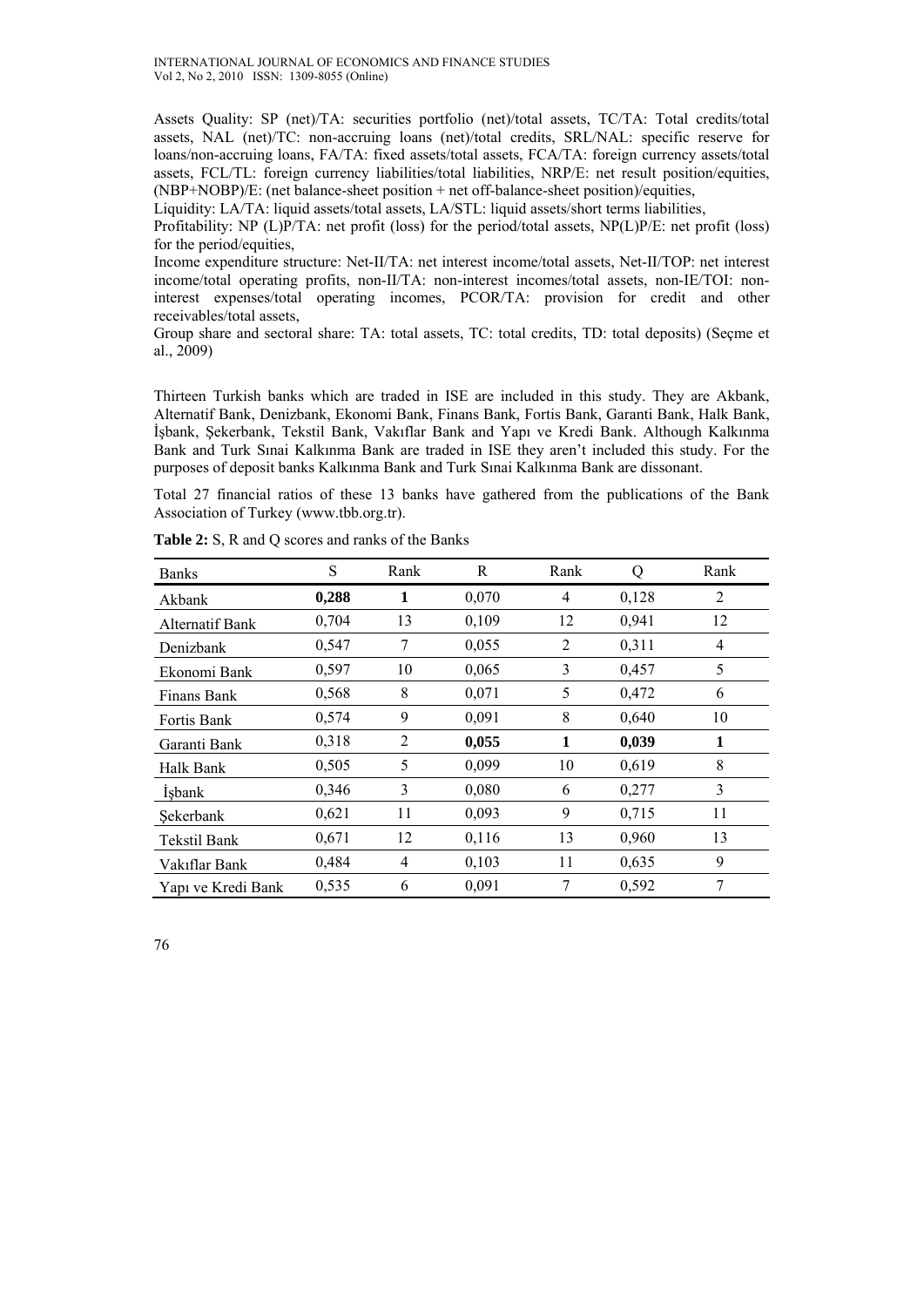Assets Quality: SP (net)/TA: securities portfolio (net)/total assets, TC/TA: Total credits/total assets, NAL (net)/TC: non-accruing loans (net)/total credits, SRL/NAL: specific reserve for loans/non-accruing loans, FA/TA: fixed assets/total assets, FCA/TA: foreign currency assets/total assets, FCL/TL: foreign currency liabilities/total liabilities, NRP/E: net result position/equities, (NBP+NOBP)/E: (net balance-sheet position + net off-balance-sheet position)/equities,

Liquidity: LA/TA: liquid assets/total assets, LA/STL: liquid assets/short terms liabilities,

Profitability: NP (L)P/TA: net profit (loss) for the period/total assets, NP(L)P/E: net profit (loss) for the period/equities,

Income expenditure structure: Net-II/TA: net interest income/total assets, Net-II/TOP: net interest income/total operating profits, non-II/TA: non-interest incomes/total assets, non-IE/TOI: non-interest expenses/total operating incomes, PCOR/TA: provision for credit and other receivables/total assets,

Group share and sectoral share: TA: total assets, TC: total credits, TD: total deposits) (Seçme et al., 2009)

Thirteen Turkish banks which are traded in ISE are included in this study. They are Akbank, Alternatif Bank, Denizbank, Ekonomi Bank, Finans Bank, Fortis Bank, Garanti Bank, Halk Bank, İşbank, Şekerbank, Tekstil Bank, Vakıflar Bank and Yapı ve Kredi Bank. Although Kalkınma Bank and Turk Sınai Kalkınma Bank are traded in ISE they aren't included this study. For the purposes of deposit banks Kalkınma Bank and Turk Sınai Kalkınma Bank are dissonant.

Total 27 financial ratios of these 13 banks have gathered from the publications of the Bank Association of Turkey (www.tbb.org.tr).

**Table 2:** S, R and Q scores and ranks of the Banks

| Banks | S | Rank | R | Rank | Q | Rank |
|---|---|---|---|---|---|---|
| Akbank | **0,288** | **1** | 0,070 | 4 | 0,128 | 2 |
| Alternatif Bank | 0,704 | 13 | 0,109 | 12 | 0,941 | 12 |
| Denizbank | 0,547 | 7 | 0,055 | 2 | 0,311 | 4 |
| Ekonomi Bank | 0,597 | 10 | 0,065 | 3 | 0,457 | 5 |
| Finans Bank | 0,568 | 8 | 0,071 | 5 | 0,472 | 6 |
| Fortis Bank | 0,574 | 9 | 0,091 | 8 | 0,640 | 10 |
| Garanti Bank | 0,318 | 2 | **0,055** | **1** | **0,039** | **1** |
| Halk Bank | 0,505 | 5 | 0,099 | 10 | 0,619 | 8 |
| İşbank | 0,346 | 3 | 0,080 | 6 | 0,277 | 3 |
| Şekerbank | 0,621 | 11 | 0,093 | 9 | 0,715 | 11 |
| Tekstil Bank | 0,671 | 12 | 0,116 | 13 | 0,960 | 13 |
| Vakıflar Bank | 0,484 | 4 | 0,103 | 11 | 0,635 | 9 |
| Yapı ve Kredi Bank | 0,535 | 6 | 0,091 | 7 | 0,592 | 7 |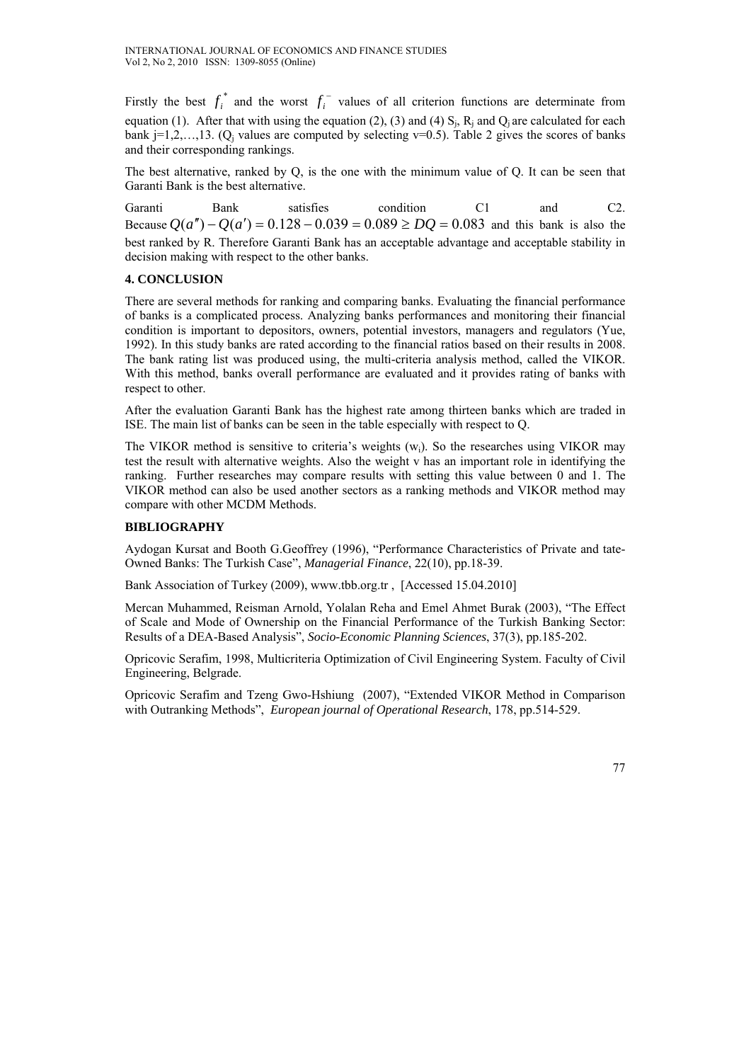Firstly the best $f_i^*$ and the worst $f_i^-$ values of all criterion functions are determinate from equation (1). After that with using the equation (2), (3) and (4) $S_j$, $R_j$ and $Q_j$ are calculated for each bank j=1,2,…,13. ($Q_j$ values are computed by selecting v=0.5). Table 2 gives the scores of banks and their corresponding rankings.

The best alternative, ranked by Q, is the one with the minimum value of Q. It can be seen that Garanti Bank is the best alternative.

Garanti Bank satisfies condition C1 and C2. Because $Q(a'') - Q(a') = 0.128 - 0.039 = 0.089 \geq DQ = 0.083$ and this bank is also the best ranked by R. Therefore Garanti Bank has an acceptable advantage and acceptable stability in decision making with respect to the other banks.

## 4. CONCLUSION

There are several methods for ranking and comparing banks. Evaluating the financial performance of banks is a complicated process. Analyzing banks performances and monitoring their financial condition is important to depositors, owners, potential investors, managers and regulators (Yue, 1992). In this study banks are rated according to the financial ratios based on their results in 2008. The bank rating list was produced using, the multi-criteria analysis method, called the VIKOR. With this method, banks overall performance are evaluated and it provides rating of banks with respect to other.

After the evaluation Garanti Bank has the highest rate among thirteen banks which are traded in ISE. The main list of banks can be seen in the table especially with respect to Q.

The VIKOR method is sensitive to criteria's weights ($w_i$). So the researches using VIKOR may test the result with alternative weights. Also the weight v has an important role in identifying the ranking. Further researches may compare results with setting this value between 0 and 1. The VIKOR method can also be used another sectors as a ranking methods and VIKOR method may compare with other MCDM Methods.

## BIBLIOGRAPHY

Aydogan Kursat and Booth G.Geoffrey (1996), "Performance Characteristics of Private and tate-Owned Banks: The Turkish Case", *Managerial Finance*, 22(10), pp.18-39.

Bank Association of Turkey (2009), www.tbb.org.tr , [Accessed 15.04.2010]

Mercan Muhammed, Reisman Arnold, Yolalan Reha and Emel Ahmet Burak (2003), "The Effect of Scale and Mode of Ownership on the Financial Performance of the Turkish Banking Sector: Results of a DEA-Based Analysis", *Socio-Economic Planning Sciences*, 37(3), pp.185-202.

Opricovic Serafim, 1998, Multicriteria Optimization of Civil Engineering System. Faculty of Civil Engineering, Belgrade.

Opricovic Serafim and Tzeng Gwo-Hshiung (2007), "Extended VIKOR Method in Comparison with Outranking Methods", *European journal of Operational Research*, 178, pp.514-529.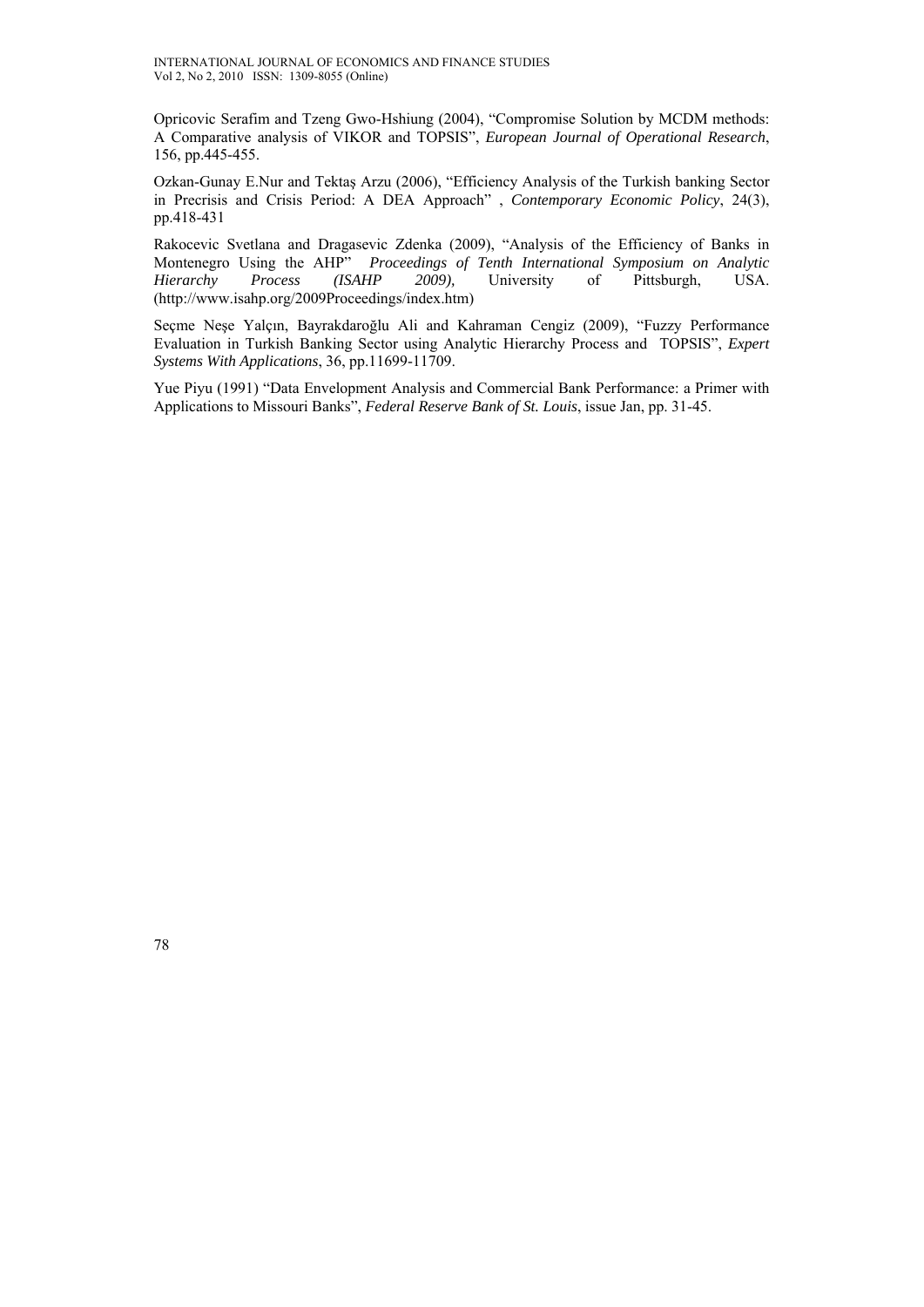Opricovic Serafim and Tzeng Gwo-Hshiung (2004), "Compromise Solution by MCDM methods: A Comparative analysis of VIKOR and TOPSIS", *European Journal of Operational Research*, 156, pp.445-455.

Ozkan-Gunay E.Nur and Tektaş Arzu (2006), "Efficiency Analysis of the Turkish banking Sector in Precrisis and Crisis Period: A DEA Approach" , *Contemporary Economic Policy*, 24(3), pp.418-431

Rakocevic Svetlana and Dragasevic Zdenka (2009), "Analysis of the Efficiency of Banks in Montenegro Using the AHP" *Proceedings of Tenth International Symposium on Analytic Hierarchy Process (ISAHP 2009),* University of Pittsburgh, USA. (http://www.isahp.org/2009Proceedings/index.htm)

Seçme Neşe Yalçın, Bayrakdaroğlu Ali and Kahraman Cengiz (2009), "Fuzzy Performance Evaluation in Turkish Banking Sector using Analytic Hierarchy Process and TOPSIS", *Expert Systems With Applications*, 36, pp.11699-11709.

Yue Piyu (1991) "Data Envelopment Analysis and Commercial Bank Performance: a Primer with Applications to Missouri Banks", *Federal Reserve Bank of St. Louis*, issue Jan, pp. 31-45.